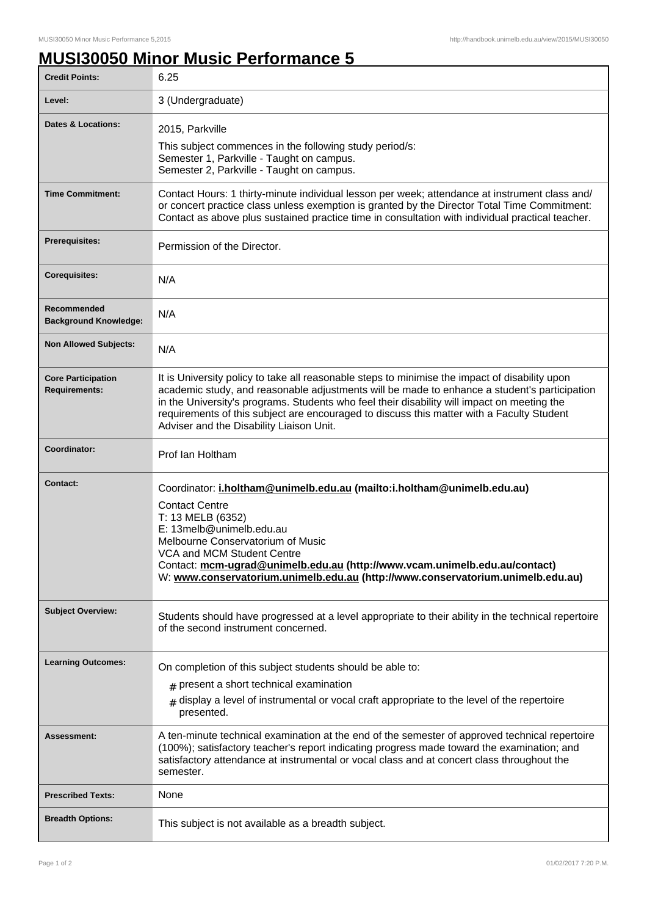# MUSI30050 Minor Music Performance 5

| | |
|---|---|
| **Credit Points:** | 6.25 |
| **Level:** | 3 (Undergraduate) |
| **Dates & Locations:** | 2015, Parkville<br>This subject commences in the following study period/s:<br>Semester 1, Parkville - Taught on campus.<br>Semester 2, Parkville - Taught on campus. |
| **Time Commitment:** | Contact Hours: 1 thirty-minute individual lesson per week; attendance at instrument class and/ or concert practice class unless exemption is granted by the Director Total Time Commitment: Contact as above plus sustained practice time in consultation with individual practical teacher. |
| **Prerequisites:** | Permission of the Director. |
| **Corequisites:** | N/A |
| **Recommended Background Knowledge:** | N/A |
| **Non Allowed Subjects:** | N/A |
| **Core Participation Requirements:** | It is University policy to take all reasonable steps to minimise the impact of disability upon academic study, and reasonable adjustments will be made to enhance a student's participation in the University's programs. Students who feel their disability will impact on meeting the requirements of this subject are encouraged to discuss this matter with a Faculty Student Adviser and the Disability Liaison Unit. |
| **Coordinator:** | Prof Ian Holtham |
| **Contact:** | Coordinator: **i.holtham@unimelb.edu.au (mailto:i.holtham@unimelb.edu.au)**<br>Contact Centre<br>T: 13 MELB (6352)<br>E: 13melb@unimelb.edu.au<br>Melbourne Conservatorium of Music<br>VCA and MCM Student Centre<br>Contact: **mcm-ugrad@unimelb.edu.au (http://www.vcam.unimelb.edu.au/contact)**<br>W: **www.conservatorium.unimelb.edu.au (http://www.conservatorium.unimelb.edu.au)** |
| **Subject Overview:** | Students should have progressed at a level appropriate to their ability in the technical repertoire of the second instrument concerned. |
| **Learning Outcomes:** | On completion of this subject students should be able to:<br># present a short technical examination<br># display a level of instrumental or vocal craft appropriate to the level of the repertoire presented. |
| **Assessment:** | A ten-minute technical examination at the end of the semester of approved technical repertoire (100%); satisfactory teacher's report indicating progress made toward the examination; and satisfactory attendance at instrumental or vocal class and at concert class throughout the semester. |
| **Prescribed Texts:** | None |
| **Breadth Options:** | This subject is not available as a breadth subject. |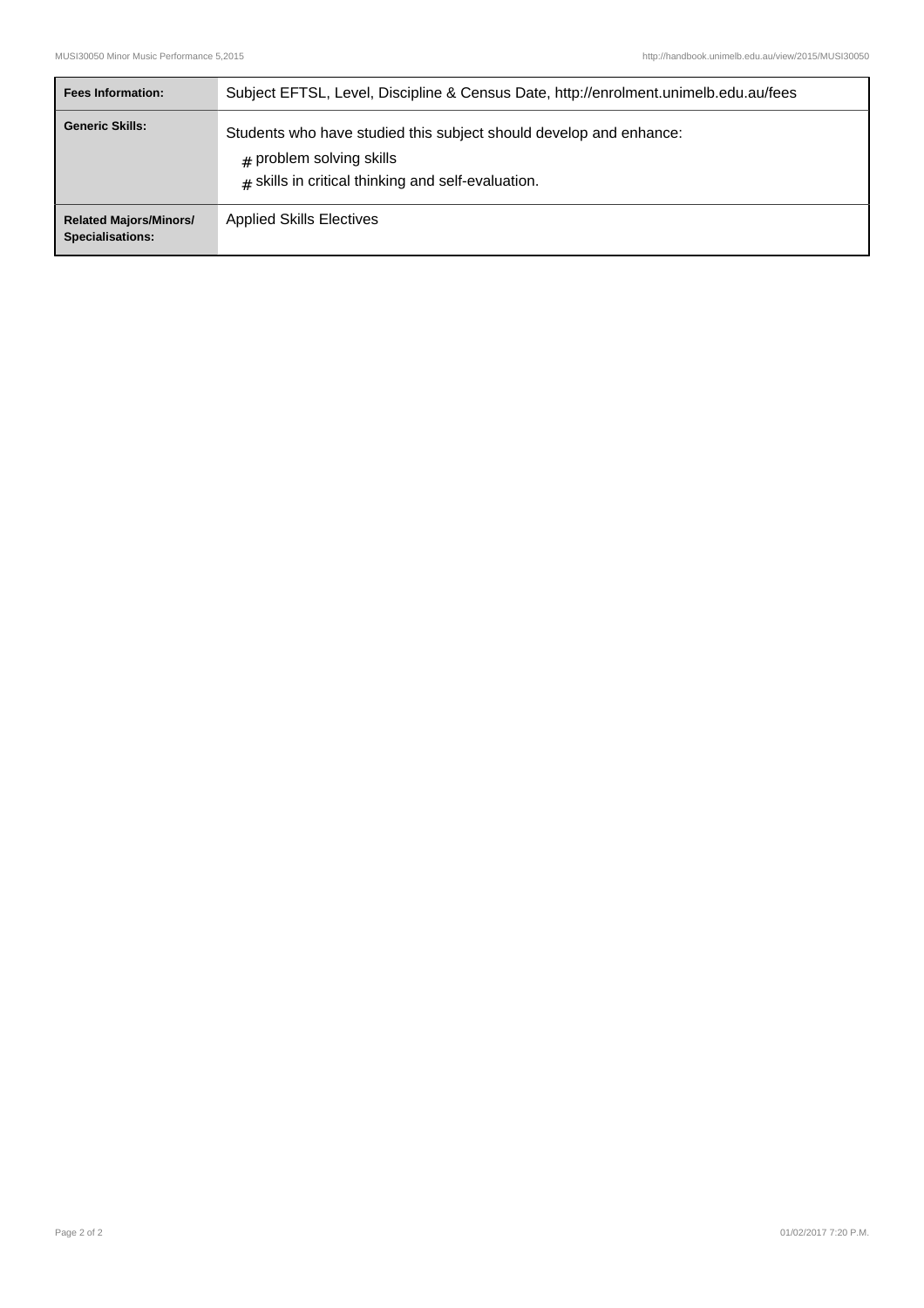| | |
|---|---|
| **Fees Information:** | Subject EFTSL, Level, Discipline & Census Date, http://enrolment.unimelb.edu.au/fees |
| **Generic Skills:** | Students who have studied this subject should develop and enhance:<br># problem solving skills<br># skills in critical thinking and self-evaluation. |
| **Related Majors/Minors/ Specialisations:** | Applied Skills Electives |